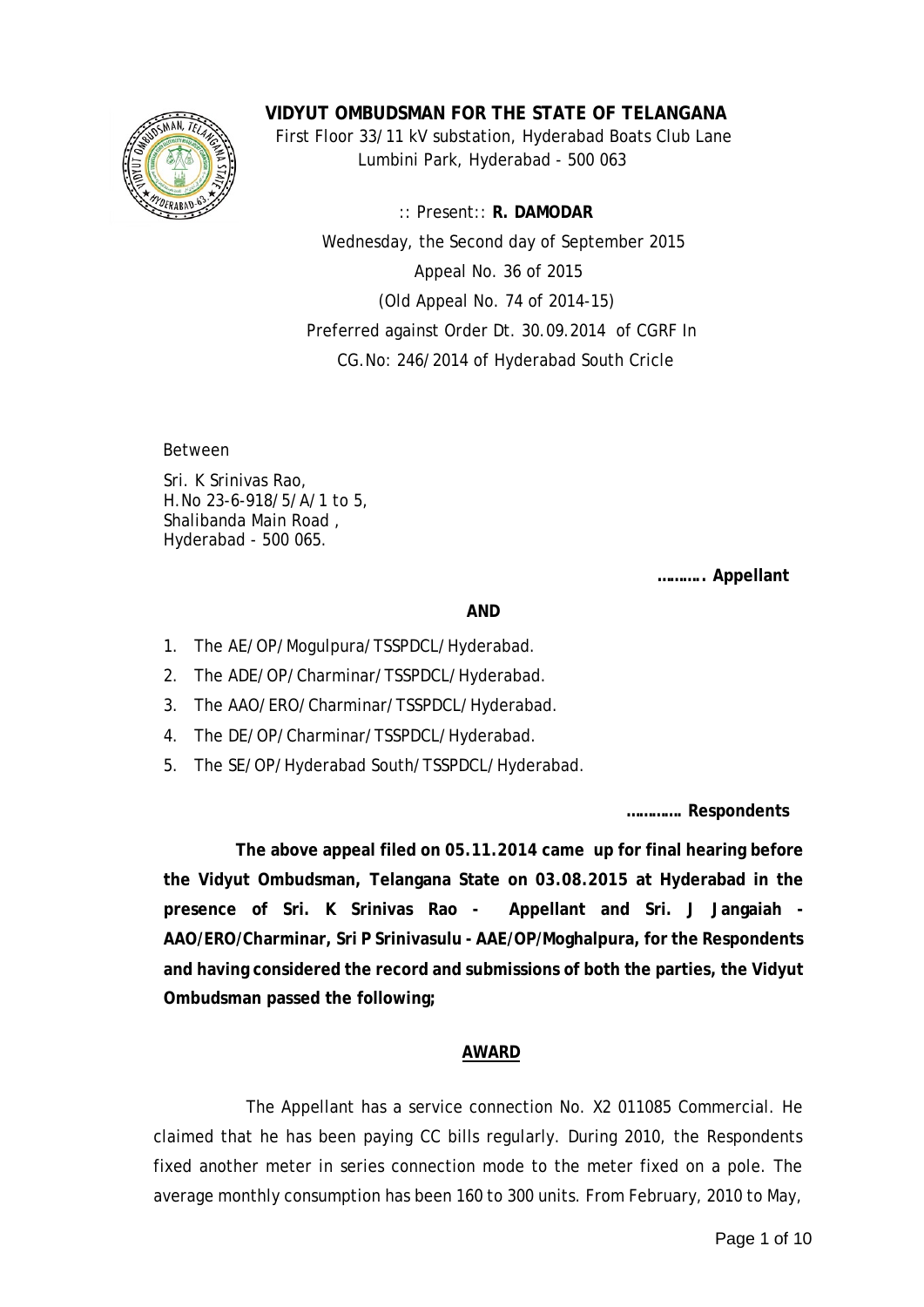# VIDYUT OMBUDSMAN FOR THE STATE OF TELANGANA

First Floor 33/11 kV substation, Hyderabad Boats Club Lane
Lumbini Park, Hyderabad - 500 063

:: Present:: **R. DAMODAR**

Wednesday, the Second day of September 2015

Appeal No. 36 of 2015

(Old Appeal No. 74 of 2014-15)

Preferred against Order Dt. 30.09.2014 of CGRF In

CG.No: 246/2014 of Hyderabad South Cricle

Between

Sri. K Srinivas Rao,
H.No 23-6-918/5/A/1 to 5,
Shalibanda Main Road ,
Hyderabad - 500 065.

**………. Appellant**

**AND**

1. The AE/OP/Mogulpura/TSSPDCL/Hyderabad.
2. The ADE/OP/Charminar/TSSPDCL/Hyderabad.
3. The AAO/ERO/Charminar/TSSPDCL/Hyderabad.
4. The DE/OP/Charminar/TSSPDCL/Hyderabad.
5. The SE/OP/Hyderabad South/TSSPDCL/Hyderabad.

**…………. Respondents**

**The above appeal filed on 05.11.2014 came up for final hearing before the Vidyut Ombudsman, Telangana State on 03.08.2015 at Hyderabad in the presence of Sri. K Srinivas Rao - Appellant and Sri. J Jangaiah - AAO/ERO/Charminar, Sri P Srinivasulu - AAE/OP/Moghalpura, for the Respondents and having considered the record and submissions of both the parties, the Vidyut Ombudsman passed the following;**

**AWARD**

The Appellant has a service connection No. X2 011085 Commercial. He claimed that he has been paying CC bills regularly. During 2010, the Respondents fixed another meter in series connection mode to the meter fixed on a pole. The average monthly consumption has been 160 to 300 units. From February, 2010 to May,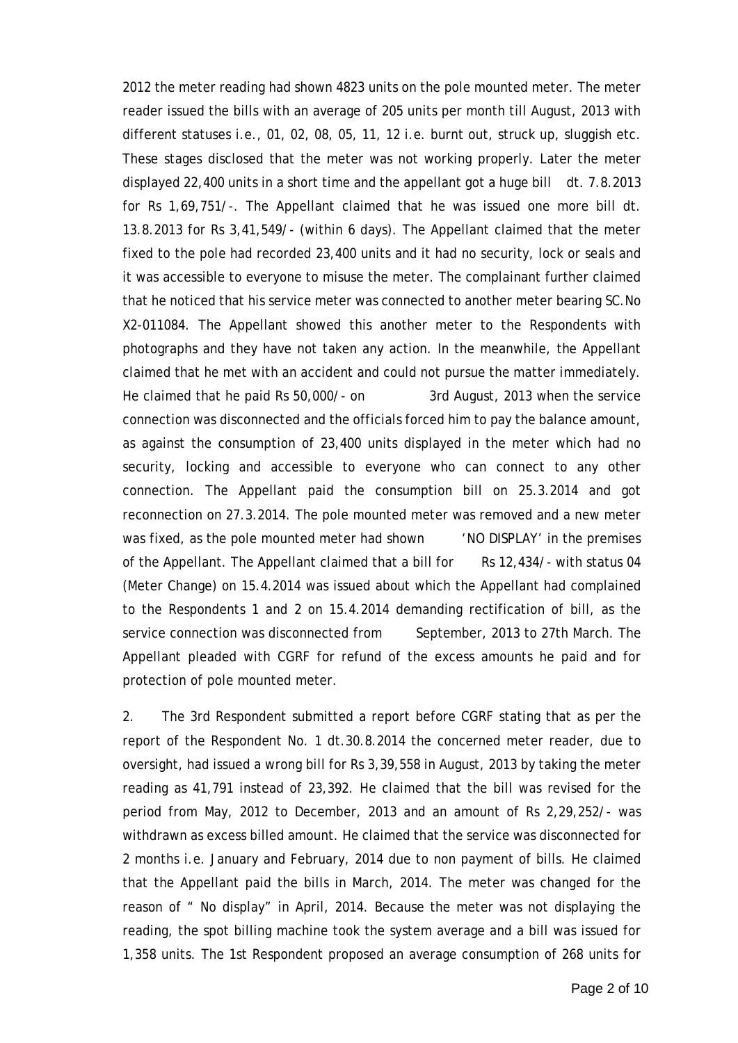2012 the meter reading had shown 4823 units on the pole mounted meter. The meter reader issued the bills with an average of 205 units per month till August, 2013 with different statuses i.e., 01, 02, 08, 05, 11, 12 i.e. burnt out, struck up, sluggish etc. These stages disclosed that the meter was not working properly. Later the meter displayed 22,400 units in a short time and the appellant got a huge bill dt. 7.8.2013 for Rs 1,69,751/-. The Appellant claimed that he was issued one more bill dt. 13.8.2013 for Rs 3,41,549/- (within 6 days). The Appellant claimed that the meter fixed to the pole had recorded 23,400 units and it had no security, lock or seals and it was accessible to everyone to misuse the meter. The complainant further claimed that he noticed that his service meter was connected to another meter bearing SC.No X2-011084. The Appellant showed this another meter to the Respondents with photographs and they have not taken any action. In the meanwhile, the Appellant claimed that he met with an accident and could not pursue the matter immediately. He claimed that he paid Rs 50,000/- on 3rd August, 2013 when the service connection was disconnected and the officials forced him to pay the balance amount, as against the consumption of 23,400 units displayed in the meter which had no security, locking and accessible to everyone who can connect to any other connection. The Appellant paid the consumption bill on 25.3.2014 and got reconnection on 27.3.2014. The pole mounted meter was removed and a new meter was fixed, as the pole mounted meter had shown 'NO DISPLAY' in the premises of the Appellant. The Appellant claimed that a bill for Rs 12,434/- with status 04 (Meter Change) on 15.4.2014 was issued about which the Appellant had complained to the Respondents 1 and 2 on 15.4.2014 demanding rectification of bill, as the service connection was disconnected from September, 2013 to 27th March. The Appellant pleaded with CGRF for refund of the excess amounts he paid and for protection of pole mounted meter.

2. The 3rd Respondent submitted a report before CGRF stating that as per the report of the Respondent No. 1 dt.30.8.2014 the concerned meter reader, due to oversight, had issued a wrong bill for Rs 3,39,558 in August, 2013 by taking the meter reading as 41,791 instead of 23,392. He claimed that the bill was revised for the period from May, 2012 to December, 2013 and an amount of Rs 2,29,252/- was withdrawn as excess billed amount. He claimed that the service was disconnected for 2 months i.e. January and February, 2014 due to non payment of bills. He claimed that the Appellant paid the bills in March, 2014. The meter was changed for the reason of " No display" in April, 2014. Because the meter was not displaying the reading, the spot billing machine took the system average and a bill was issued for 1,358 units. The 1st Respondent proposed an average consumption of 268 units for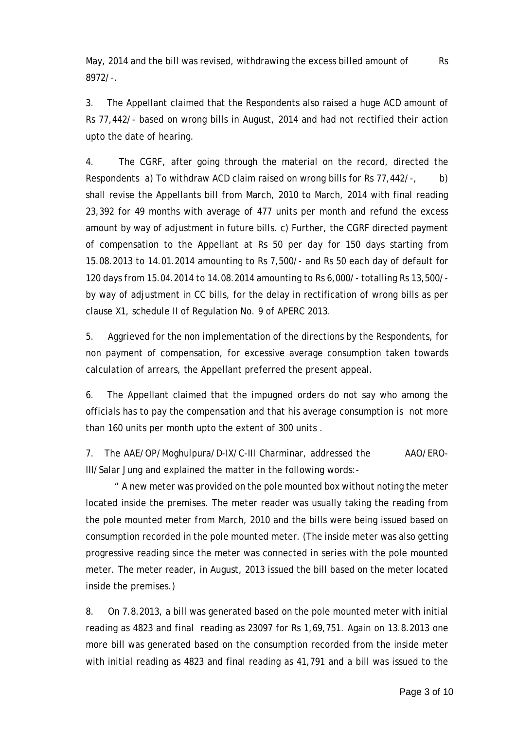May, 2014 and the bill was revised, withdrawing the excess billed amount of Rs 8972/-.

3. The Appellant claimed that the Respondents also raised a huge ACD amount of Rs 77,442/- based on wrong bills in August, 2014 and had not rectified their action upto the date of hearing.

4. The CGRF, after going through the material on the record, directed the Respondents a) To withdraw ACD claim raised on wrong bills for Rs 77,442/-, b) shall revise the Appellants bill from March, 2010 to March, 2014 with final reading 23,392 for 49 months with average of 477 units per month and refund the excess amount by way of adjustment in future bills. c) Further, the CGRF directed payment of compensation to the Appellant at Rs 50 per day for 150 days starting from 15.08.2013 to 14.01.2014 amounting to Rs 7,500/- and Rs 50 each day of default for 120 days from 15.04.2014 to 14.08.2014 amounting to Rs 6,000/- totalling Rs 13,500/- by way of adjustment in CC bills, for the delay in rectification of wrong bills as per clause X1, schedule II of Regulation No. 9 of APERC 2013.

5. Aggrieved for the non implementation of the directions by the Respondents, for non payment of compensation, for excessive average consumption taken towards calculation of arrears, the Appellant preferred the present appeal.

6. The Appellant claimed that the impugned orders do not say who among the officials has to pay the compensation and that his average consumption is not more than 160 units per month upto the extent of 300 units .

7. The AAE/OP/Moghulpura/D-IX/C-III Charminar, addressed the AAO/ERO-III/Salar Jung and explained the matter in the following words:-

" A new meter was provided on the pole mounted box without noting the meter located inside the premises. The meter reader was usually taking the reading from the pole mounted meter from March, 2010 and the bills were being issued based on consumption recorded in the pole mounted meter. (The inside meter was also getting progressive reading since the meter was connected in series with the pole mounted meter. The meter reader, in August, 2013 issued the bill based on the meter located inside the premises.)

8. On 7.8.2013, a bill was generated based on the pole mounted meter with initial reading as 4823 and final reading as 23097 for Rs 1,69,751. Again on 13.8.2013 one more bill was generated based on the consumption recorded from the inside meter with initial reading as 4823 and final reading as 41,791 and a bill was issued to the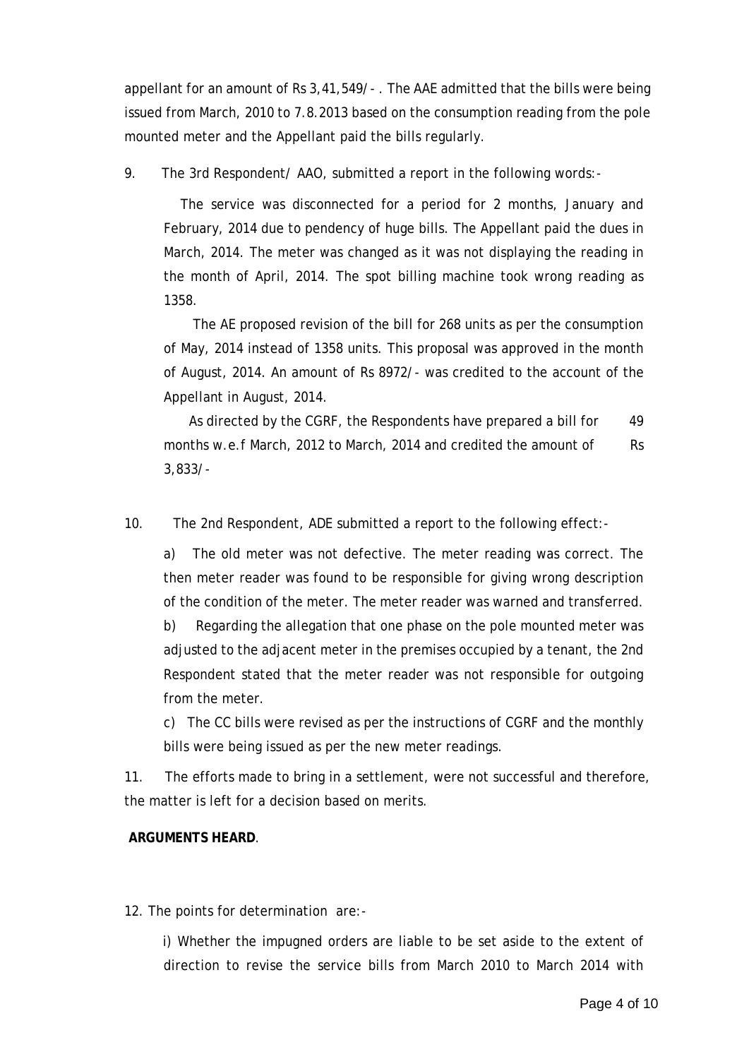appellant for an amount of Rs 3,41,549/- . The AAE admitted that the bills were being issued from March, 2010 to 7.8.2013 based on the consumption reading from the pole mounted meter and the Appellant paid the bills regularly.

9. The 3rd Respondent/ AAO, submitted a report in the following words:-

> The service was disconnected for a period for 2 months, January and February, 2014 due to pendency of huge bills. The Appellant paid the dues in March, 2014. The meter was changed as it was not displaying the reading in the month of April, 2014. The spot billing machine took wrong reading as 1358.
>
> The AE proposed revision of the bill for 268 units as per the consumption of May, 2014 instead of 1358 units. This proposal was approved in the month of August, 2014. An amount of Rs 8972/- was credited to the account of the Appellant in August, 2014.
>
> As directed by the CGRF, the Respondents have prepared a bill for 49 months w.e.f March, 2012 to March, 2014 and credited the amount of Rs 3,833/-

10. The 2nd Respondent, ADE submitted a report to the following effect:-

> a) The old meter was not defective. The meter reading was correct. The then meter reader was found to be responsible for giving wrong description of the condition of the meter. The meter reader was warned and transferred.
>
> b) Regarding the allegation that one phase on the pole mounted meter was adjusted to the adjacent meter in the premises occupied by a tenant, the 2nd Respondent stated that the meter reader was not responsible for outgoing from the meter.
>
> c) The CC bills were revised as per the instructions of CGRF and the monthly bills were being issued as per the new meter readings.

11. The efforts made to bring in a settlement, were not successful and therefore, the matter is left for a decision based on merits.

**ARGUMENTS HEARD**.

12. The points for determination are:-

> i) Whether the impugned orders are liable to be set aside to the extent of direction to revise the service bills from March 2010 to March 2014 with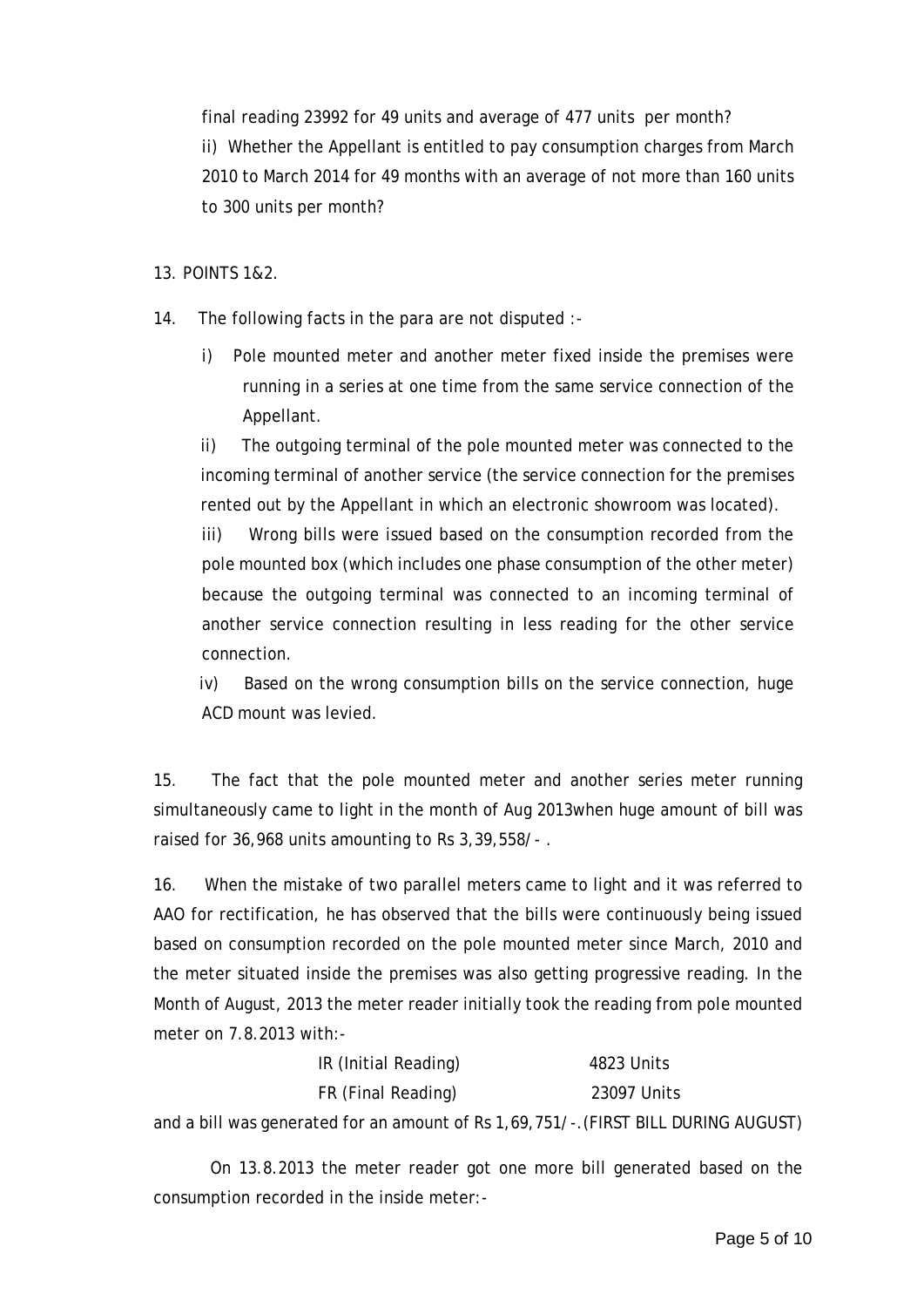final reading 23992 for 49 units and average of 477 units per month?

ii) Whether the Appellant is entitled to pay consumption charges from March 2010 to March 2014 for 49 months with an average of not more than 160 units to 300 units per month?

13. POINTS 1&2.

14. The following facts in the para are not disputed :-

i) Pole mounted meter and another meter fixed inside the premises were running in a series at one time from the same service connection of the Appellant.

ii) The outgoing terminal of the pole mounted meter was connected to the incoming terminal of another service (the service connection for the premises rented out by the Appellant in which an electronic showroom was located).

iii) Wrong bills were issued based on the consumption recorded from the pole mounted box (which includes one phase consumption of the other meter) because the outgoing terminal was connected to an incoming terminal of another service connection resulting in less reading for the other service connection.

iv) Based on the wrong consumption bills on the service connection, huge ACD mount was levied.

15. The fact that the pole mounted meter and another series meter running simultaneously came to light in the month of Aug 2013when huge amount of bill was raised for 36,968 units amounting to Rs 3,39,558/- .

16. When the mistake of two parallel meters came to light and it was referred to AAO for rectification, he has observed that the bills were continuously being issued based on consumption recorded on the pole mounted meter since March, 2010 and the meter situated inside the premises was also getting progressive reading. In the Month of August, 2013 the meter reader initially took the reading from pole mounted meter on 7.8.2013 with:-

| | |
|---|---|
| IR (Initial Reading) | 4823 Units |
| FR (Final Reading) | 23097 Units |

and a bill was generated for an amount of Rs 1,69,751/-.(FIRST BILL DURING AUGUST)

On 13.8.2013 the meter reader got one more bill generated based on the consumption recorded in the inside meter:-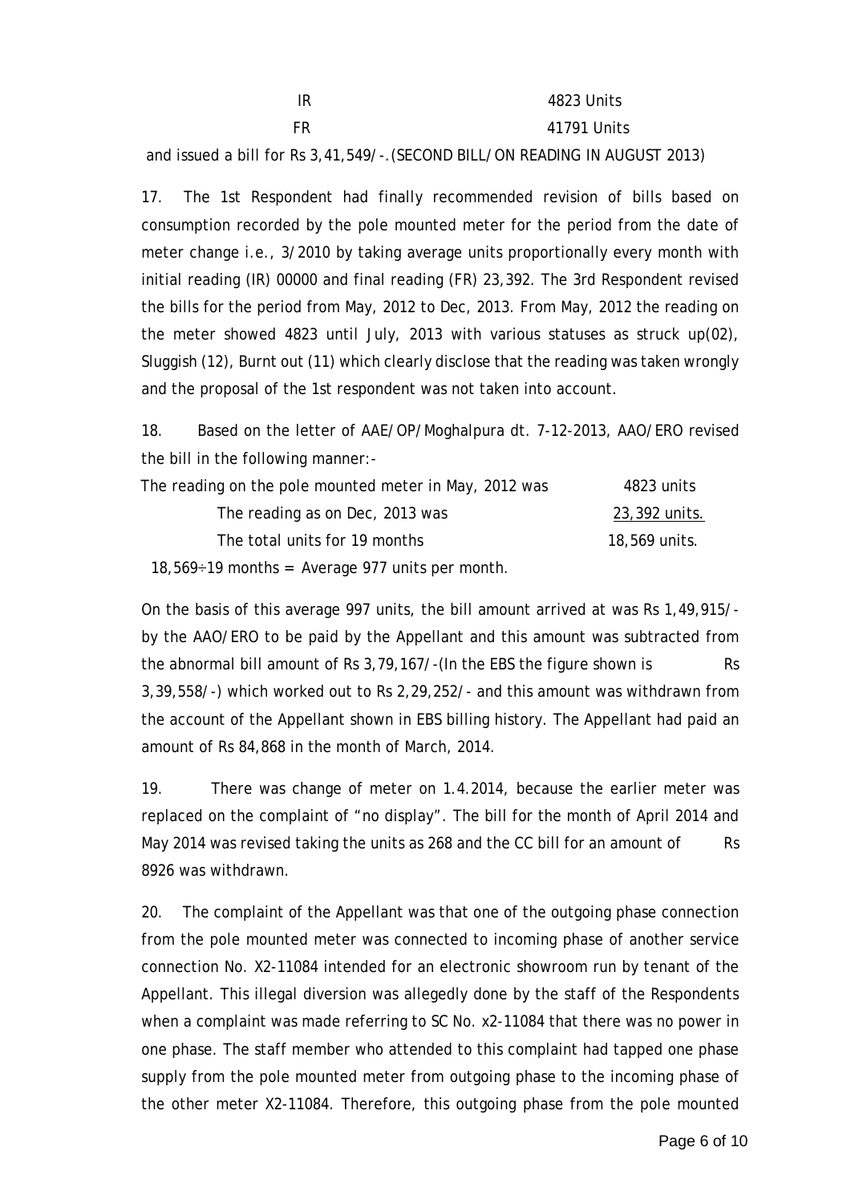| | |
|---|---|
| IR | 4823 Units |
| FR | 41791 Units |

and issued a bill for Rs 3,41,549/-.(SECOND BILL/ON READING IN AUGUST 2013)

17. The 1st Respondent had finally recommended revision of bills based on consumption recorded by the pole mounted meter for the period from the date of meter change i.e., 3/2010 by taking average units proportionally every month with initial reading (IR) 00000 and final reading (FR) 23,392. The 3rd Respondent revised the bills for the period from May, 2012 to Dec, 2013. From May, 2012 the reading on the meter showed 4823 until July, 2013 with various statuses as struck up(02), Sluggish (12), Burnt out (11) which clearly disclose that the reading was taken wrongly and the proposal of the 1st respondent was not taken into account.

18. Based on the letter of AAE/OP/Moghalpura dt. 7-12-2013, AAO/ERO revised the bill in the following manner:-

| | |
|---|---|
| The reading on the pole mounted meter in May, 2012 was | 4823 units |
| The reading as on Dec, 2013 was | 23,392 units. |
| The total units for 19 months | 18,569 units. |

18,569÷19 months = Average 977 units per month.

On the basis of this average 997 units, the bill amount arrived at was Rs 1,49,915/- by the AAO/ERO to be paid by the Appellant and this amount was subtracted from the abnormal bill amount of Rs 3,79,167/-(In the EBS the figure shown is Rs 3,39,558/-) which worked out to Rs 2,29,252/- and this amount was withdrawn from the account of the Appellant shown in EBS billing history. The Appellant had paid an amount of Rs 84,868 in the month of March, 2014.

19. There was change of meter on 1.4.2014, because the earlier meter was replaced on the complaint of "no display". The bill for the month of April 2014 and May 2014 was revised taking the units as 268 and the CC bill for an amount of Rs 8926 was withdrawn.

20. The complaint of the Appellant was that one of the outgoing phase connection from the pole mounted meter was connected to incoming phase of another service connection No. X2-11084 intended for an electronic showroom run by tenant of the Appellant. This illegal diversion was allegedly done by the staff of the Respondents when a complaint was made referring to SC No. x2-11084 that there was no power in one phase. The staff member who attended to this complaint had tapped one phase supply from the pole mounted meter from outgoing phase to the incoming phase of the other meter X2-11084. Therefore, this outgoing phase from the pole mounted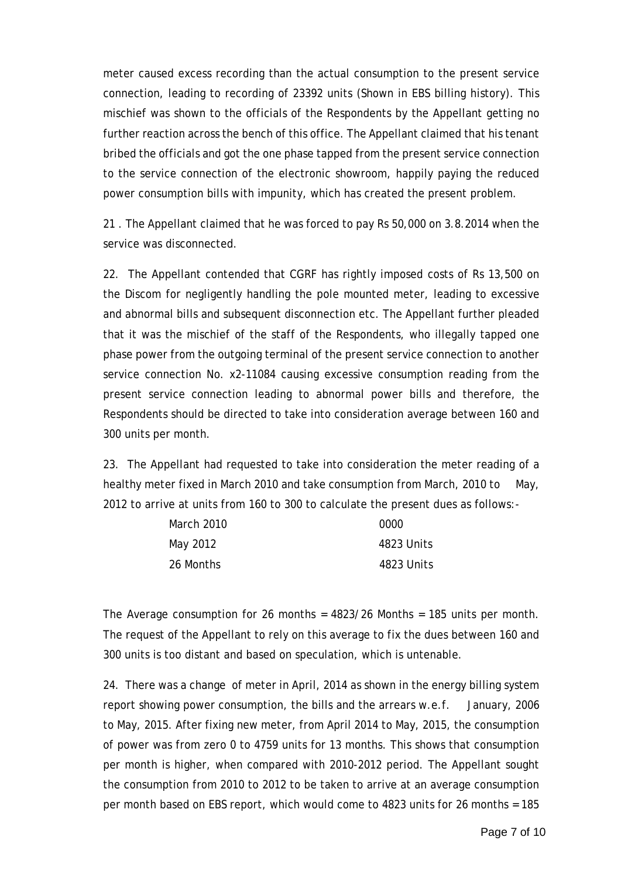meter caused excess recording than the actual consumption to the present service connection, leading to recording of 23392 units (Shown in EBS billing history). This mischief was shown to the officials of the Respondents by the Appellant getting no further reaction across the bench of this office. The Appellant claimed that his tenant bribed the officials and got the one phase tapped from the present service connection to the service connection of the electronic showroom, happily paying the reduced power consumption bills with impunity, which has created the present problem.

21 . The Appellant claimed that he was forced to pay Rs 50,000 on 3.8.2014 when the service was disconnected.

22. The Appellant contended that CGRF has rightly imposed costs of Rs 13,500 on the Discom for negligently handling the pole mounted meter, leading to excessive and abnormal bills and subsequent disconnection etc. The Appellant further pleaded that it was the mischief of the staff of the Respondents, who illegally tapped one phase power from the outgoing terminal of the present service connection to another service connection No. x2-11084 causing excessive consumption reading from the present service connection leading to abnormal power bills and therefore, the Respondents should be directed to take into consideration average between 160 and 300 units per month.

23. The Appellant had requested to take into consideration the meter reading of a healthy meter fixed in March 2010 and take consumption from March, 2010 to May, 2012 to arrive at units from 160 to 300 to calculate the present dues as follows:-

| | |
|---|---|
| March 2010 | 0000 |
| May 2012 | 4823 Units |
| 26 Months | 4823 Units |

The Average consumption for 26 months = 4823/26 Months = 185 units per month. The request of the Appellant to rely on this average to fix the dues between 160 and 300 units is too distant and based on speculation, which is untenable.

24. There was a change of meter in April, 2014 as shown in the energy billing system report showing power consumption, the bills and the arrears w.e.f. January, 2006 to May, 2015. After fixing new meter, from April 2014 to May, 2015, the consumption of power was from zero 0 to 4759 units for 13 months. This shows that consumption per month is higher, when compared with 2010-2012 period. The Appellant sought the consumption from 2010 to 2012 to be taken to arrive at an average consumption per month based on EBS report, which would come to 4823 units for 26 months = 185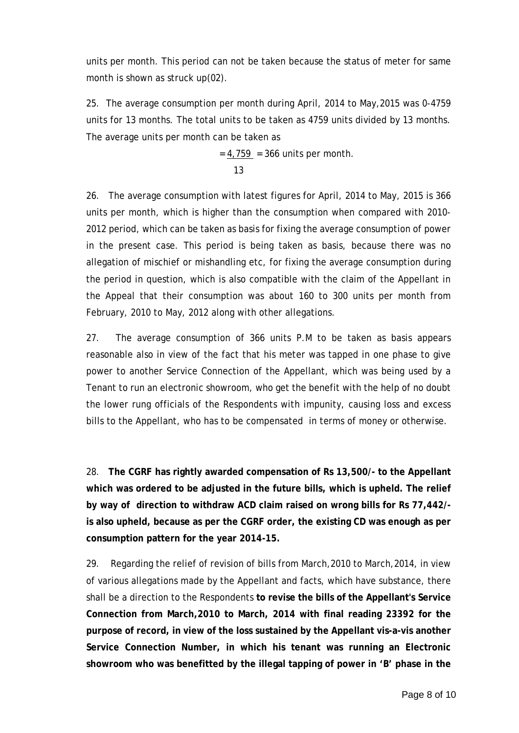units per month. This period can not be taken because the status of meter for same month is shown as struck up(02).

25. The average consumption per month during April, 2014 to May,2015 was 0-4759 units for 13 months. The total units to be taken as 4759 units divided by 13 months. The average units per month can be taken as

$$= \frac{4,759}{13} = 366 \text{ units per month.}$$

26. The average consumption with latest figures for April, 2014 to May, 2015 is 366 units per month, which is higher than the consumption when compared with 2010-2012 period, which can be taken as basis for fixing the average consumption of power in the present case. This period is being taken as basis, because there was no allegation of mischief or mishandling etc, for fixing the average consumption during the period in question, which is also compatible with the claim of the Appellant in the Appeal that their consumption was about 160 to 300 units per month from February, 2010 to May, 2012 along with other allegations.

27. The average consumption of 366 units P.M to be taken as basis appears reasonable also in view of the fact that his meter was tapped in one phase to give power to another Service Connection of the Appellant, which was being used by a Tenant to run an electronic showroom, who get the benefit with the help of no doubt the lower rung officials of the Respondents with impunity, causing loss and excess bills to the Appellant, who has to be compensated in terms of money or otherwise.

28. **The CGRF has rightly awarded compensation of Rs 13,500/- to the Appellant which was ordered to be adjusted in the future bills, which is upheld. The relief by way of direction to withdraw ACD claim raised on wrong bills for Rs 77,442/- is also upheld, because as per the CGRF order, the existing CD was enough as per consumption pattern for the year 2014-15.**

29. Regarding the relief of revision of bills from March,2010 to March,2014, in view of various allegations made by the Appellant and facts, which have substance, there shall be a direction to the Respondents **to revise the bills of the Appellant's Service Connection from March,2010 to March, 2014 with final reading 23392 for the purpose of record, in view of the loss sustained by the Appellant vis-a-vis another Service Connection Number, in which his tenant was running an Electronic showroom who was benefitted by the illegal tapping of power in 'B' phase in the**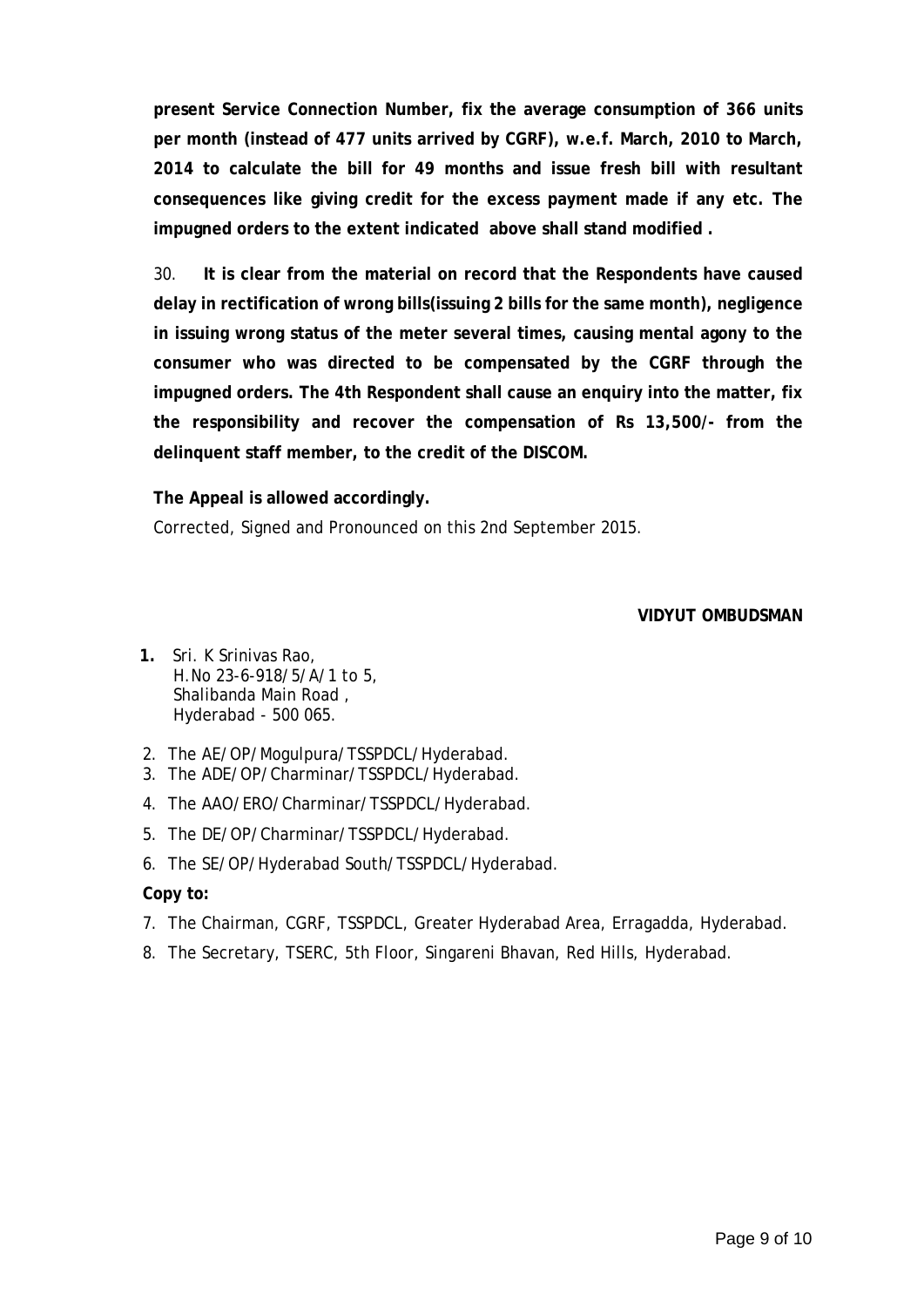**present Service Connection Number, fix the average consumption of 366 units per month (instead of 477 units arrived by CGRF), w.e.f. March, 2010 to March, 2014 to calculate the bill for 49 months and issue fresh bill with resultant consequences like giving credit for the excess payment made if any etc. The impugned orders to the extent indicated above shall stand modified .**

30. **It is clear from the material on record that the Respondents have caused delay in rectification of wrong bills(issuing 2 bills for the same month), negligence in issuing wrong status of the meter several times, causing mental agony to the consumer who was directed to be compensated by the CGRF through the impugned orders. The 4th Respondent shall cause an enquiry into the matter, fix the responsibility and recover the compensation of Rs 13,500/- from the delinquent staff member, to the credit of the DISCOM.**

**The Appeal is allowed accordingly.**

Corrected, Signed and Pronounced on this 2nd September 2015.

**VIDYUT OMBUDSMAN**

1. Sri. K Srinivas Rao,
   H.No 23-6-918/5/A/1 to 5,
   Shalibanda Main Road ,
   Hyderabad - 500 065.
2. The AE/OP/Mogulpura/TSSPDCL/Hyderabad.
3. The ADE/OP/Charminar/TSSPDCL/Hyderabad.
4. The AAO/ERO/Charminar/TSSPDCL/Hyderabad.
5. The DE/OP/Charminar/TSSPDCL/Hyderabad.
6. The SE/OP/Hyderabad South/TSSPDCL/Hyderabad.

**Copy to:**

7. The Chairman, CGRF, TSSPDCL, Greater Hyderabad Area, Erragadda, Hyderabad.
8. The Secretary, TSERC, 5th Floor, Singareni Bhavan, Red Hills, Hyderabad.